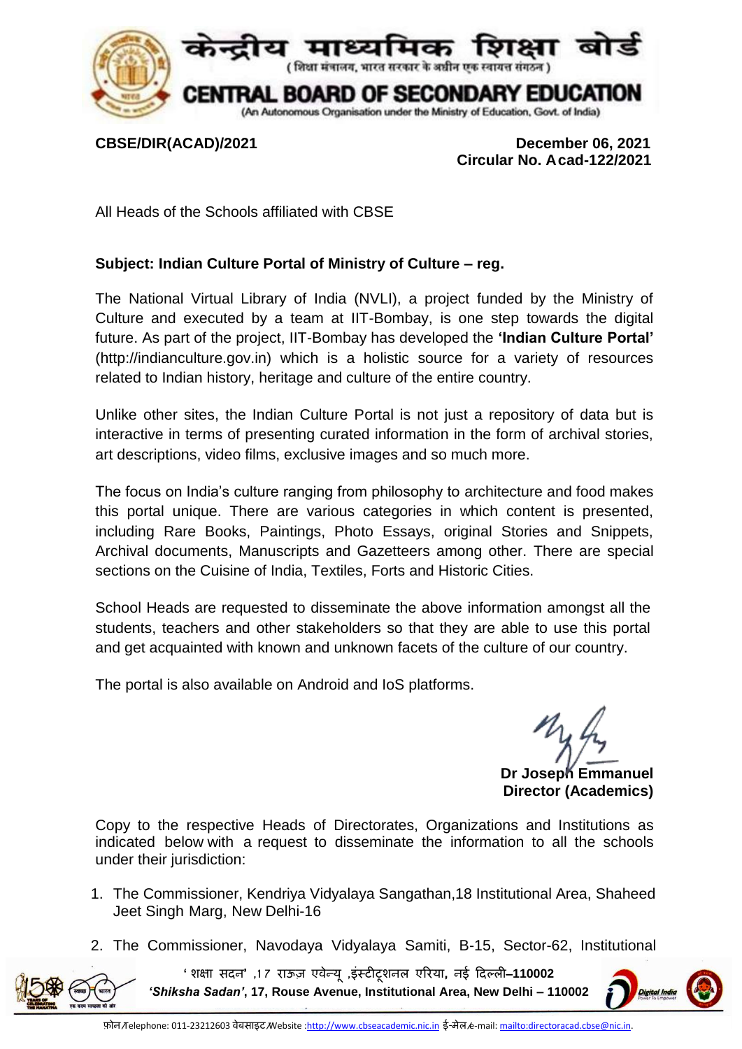# केन्द्रीय माध्यमिक शिक्षा बोर्ड

( शिक्षा मंत्रालय, भारत सरकार के अधीन एक स्वायत्त संगठन )

# CENTRAL BOARD OF SECONDARY EDUCATION

(An Autonomous Organisation under the Ministry of Education, Govt. of India)

**CBSE/DIR(ACAD)/2021** **December 06, 2021**

**Circular No. Acad-122/2021**

All Heads of the Schools affiliated with CBSE

**Subject: Indian Culture Portal of Ministry of Culture – reg.**

The National Virtual Library of India (NVLI), a project funded by the Ministry of Culture and executed by a team at IIT-Bombay, is one step towards the digital future. As part of the project, IIT-Bombay has developed the **'Indian Culture Portal'** (http://indianculture.gov.in) which is a holistic source for a variety of resources related to Indian history, heritage and culture of the entire country.

Unlike other sites, the Indian Culture Portal is not just a repository of data but is interactive in terms of presenting curated information in the form of archival stories, art descriptions, video films, exclusive images and so much more.

The focus on India's culture ranging from philosophy to architecture and food makes this portal unique. There are various categories in which content is presented, including Rare Books, Paintings, Photo Essays, original Stories and Snippets, Archival documents, Manuscripts and Gazetteers among other. There are special sections on the Cuisine of India, Textiles, Forts and Historic Cities.

School Heads are requested to disseminate the above information amongst all the students, teachers and other stakeholders so that they are able to use this portal and get acquainted with known and unknown facets of the culture of our country.

The portal is also available on Android and IoS platforms.

**Dr Joseph Emmanuel**
**Director (Academics)**

Copy to the respective Heads of Directorates, Organizations and Institutions as indicated below with a request to disseminate the information to all the schools under their jurisdiction:

1. The Commissioner, Kendriya Vidyalaya Sangathan,18 Institutional Area, Shaheed Jeet Singh Marg, New Delhi-16
2. The Commissioner, Navodaya Vidyalaya Samiti, B-15, Sector-62, Institutional

' शिक्षा सदन' ,17 राऊज़ एवेन्यू ,इंस्टीटूशनल एरिया, नई दिल्ली–**110002**
***'Shiksha Sadan'*, 17, Rouse Avenue, Institutional Area, New Delhi – 110002**

फ़ोन/Telephone: 011-23212603 वेबसाइट/Website :http://www.cbseacademic.nic.in ई-मेल/e-mail: mailto:directoracad.cbse@nic.in.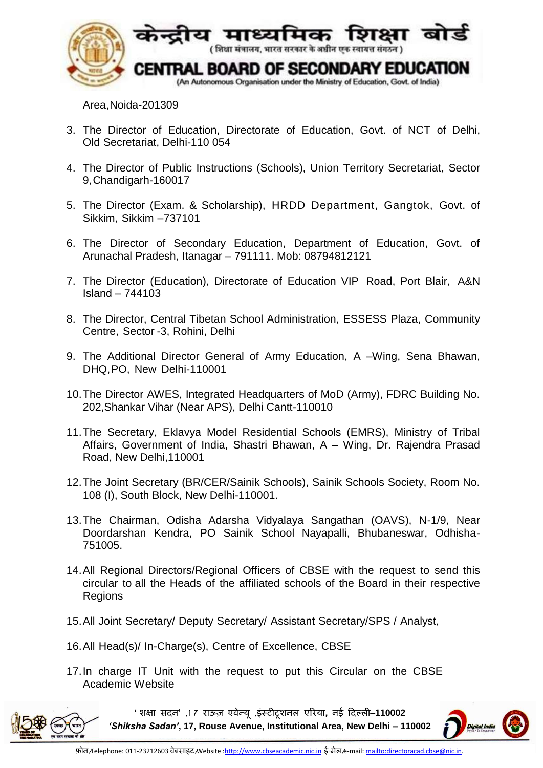Area, Noida-201309

3. The Director of Education, Directorate of Education, Govt. of NCT of Delhi, Old Secretariat, Delhi-110 054

4. The Director of Public Instructions (Schools), Union Territory Secretariat, Sector 9, Chandigarh-160017

5. The Director (Exam. & Scholarship), HRDD Department, Gangtok, Govt. of Sikkim, Sikkim –737101

6. The Director of Secondary Education, Department of Education, Govt. of Arunachal Pradesh, Itanagar – 791111. Mob: 08794812121

7. The Director (Education), Directorate of Education VIP Road, Port Blair, A&N Island – 744103

8. The Director, Central Tibetan School Administration, ESSESS Plaza, Community Centre, Sector -3, Rohini, Delhi

9. The Additional Director General of Army Education, A –Wing, Sena Bhawan, DHQ, PO, New Delhi-110001

10. The Director AWES, Integrated Headquarters of MoD (Army), FDRC Building No. 202, Shankar Vihar (Near APS), Delhi Cantt-110010

11. The Secretary, Eklavya Model Residential Schools (EMRS), Ministry of Tribal Affairs, Government of India, Shastri Bhawan, A – Wing, Dr. Rajendra Prasad Road, New Delhi, 110001

12. The Joint Secretary (BR/CER/Sainik Schools), Sainik Schools Society, Room No. 108 (I), South Block, New Delhi-110001.

13. The Chairman, Odisha Adarsha Vidyalaya Sangathan (OAVS), N-1/9, Near Doordarshan Kendra, PO Sainik School Nayapalli, Bhubaneswar, Odhisha-751005.

14. All Regional Directors/Regional Officers of CBSE with the request to send this circular to all the Heads of the affiliated schools of the Board in their respective Regions

15. All Joint Secretary/ Deputy Secretary/ Assistant Secretary/SPS / Analyst,

16. All Head(s)/ In-Charge(s), Centre of Excellence, CBSE

17. In charge IT Unit with the request to put this Circular on the CBSE Academic Website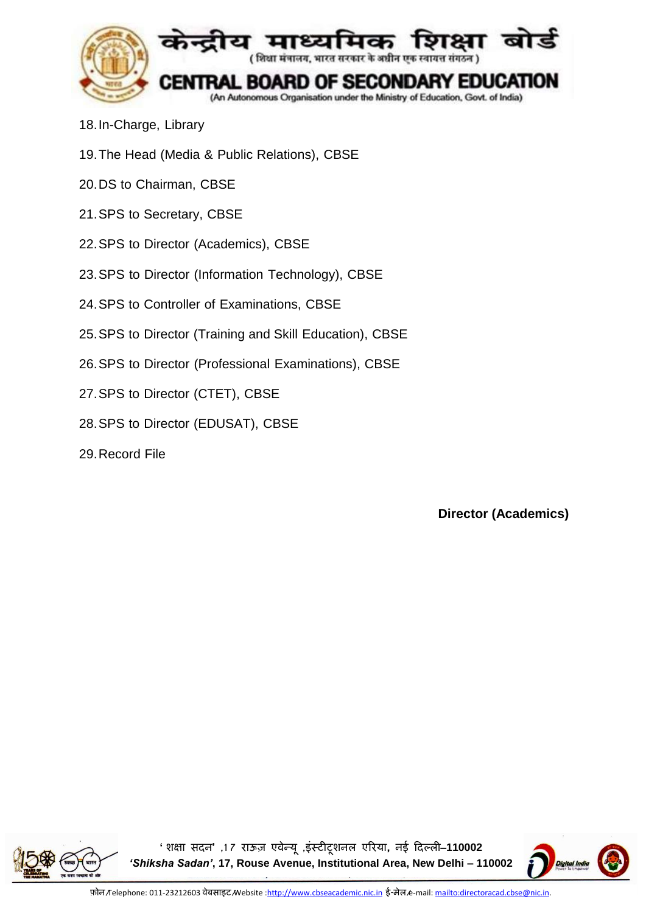18. In-Charge, Library
19. The Head (Media & Public Relations), CBSE
20. DS to Chairman, CBSE
21. SPS to Secretary, CBSE
22. SPS to Director (Academics), CBSE
23. SPS to Director (Information Technology), CBSE
24. SPS to Controller of Examinations, CBSE
25. SPS to Director (Training and Skill Education), CBSE
26. SPS to Director (Professional Examinations), CBSE
27. SPS to Director (CTET), CBSE
28. SPS to Director (EDUSAT), CBSE
29. Record File

**Director (Academics)**